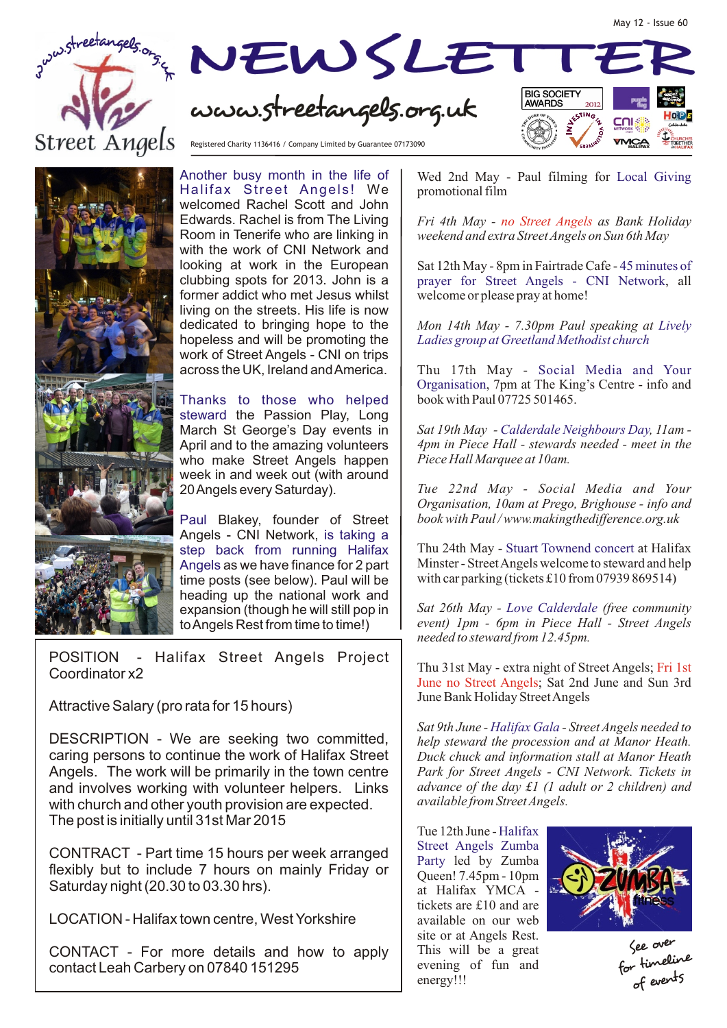May 12 - Issue 60

# NEWSLETTER

www.streetangels.org.uk

Street Angels

Registered Charity 1136416 / Company Limited by Guarantee 07173090

Another busy month in the life of Halifax Street Angels! We welcomed Rachel Scott and John Edwards. Rachel is from The Living Room in Tenerife who are linking in with the work of CNI Network and looking at work in the European clubbing spots for 2013. John is a former addict who met Jesus whilst living on the streets. His life is now dedicated to bringing hope to the hopeless and will be promoting the work of Street Angels - CNI on trips across the UK, Ireland and America.

Thanks to those who helped steward the Passion Play, Long March St George's Day events in April and to the amazing volunteers who make Street Angels happen week in and week out (with around 20 Angels every Saturday).

Paul Blakey, founder of Street Angels - CNI Network, is taking a step back from running Halifax Angels as we have finance for 2 part time posts (see below). Paul will be heading up the national work and expansion (though he will still pop in to Angels Rest from time to time!)

POSITION - Halifax Street Angels Project Coordinator x2

Attractive Salary (pro rata for 15 hours)

DESCRIPTION - We are seeking two committed, caring persons to continue the work of Halifax Street Angels. The work will be primarily in the town centre and involves working with volunteer helpers. Links with church and other youth provision are expected. The post is initially until 31st Mar 2015

CONTRACT - Part time 15 hours per week arranged flexibly but to include 7 hours on mainly Friday or Saturday night (20.30 to 03.30 hrs).

LOCATION - Halifax town centre, West Yorkshire

CONTACT - For more details and how to apply contact Leah Carbery on 07840 151295

Wed 2nd May - Paul filming for Local Giving promotional film

*Fri 4th May - no Street Angels as Bank Holiday weekend and extra Street Angels on Sun 6th May*

Sat 12th May - 8pm in Fairtrade Cafe - 45 minutes of prayer for Street Angels - CNI Network, all welcome or please pray at home!

*Mon 14th May - 7.30pm Paul speaking at Lively Ladies group at Greetland Methodist church*

Thu 17th May - Social Media and Your Organisation, 7pm at The King's Centre - info and book with Paul 07725 501465.

*Sat 19th May - Calderdale Neighbours Day, 11am - 4pm in Piece Hall - stewards needed - meet in the Piece Hall Marquee at 10am.*

*Tue 22nd May - Social Media and Your Organisation, 10am at Prego, Brighouse - info and book with Paul / www.makingthedifference.org.uk*

Thu 24th May - Stuart Townend concert at Halifax Minster - Street Angels welcome to steward and help with car parking (tickets £10 from 07939 869514)

*Sat 26th May - Love Calderdale (free community event) 1pm - 6pm in Piece Hall - Street Angels needed to steward from 12.45pm.*

Thu 31st May - extra night of Street Angels; Fri 1st June no Street Angels; Sat 2nd June and Sun 3rd June Bank Holiday Street Angels

*Sat 9th June - Halifax Gala - Street Angels needed to help steward the procession and at Manor Heath. Duck chuck and information stall at Manor Heath Park for Street Angels - CNI Network. Tickets in advance of the day £1 (1 adult or 2 children) and available from Street Angels.*

Tue 12th June - Halifax Street Angels Zumba Party led by Zumba Queen! 7.45pm - 10pm at Halifax YMCA - tickets are £10 and are available on our web site or at Angels Rest. This will be a great evening of fun and energy!!!

See over for timeline of events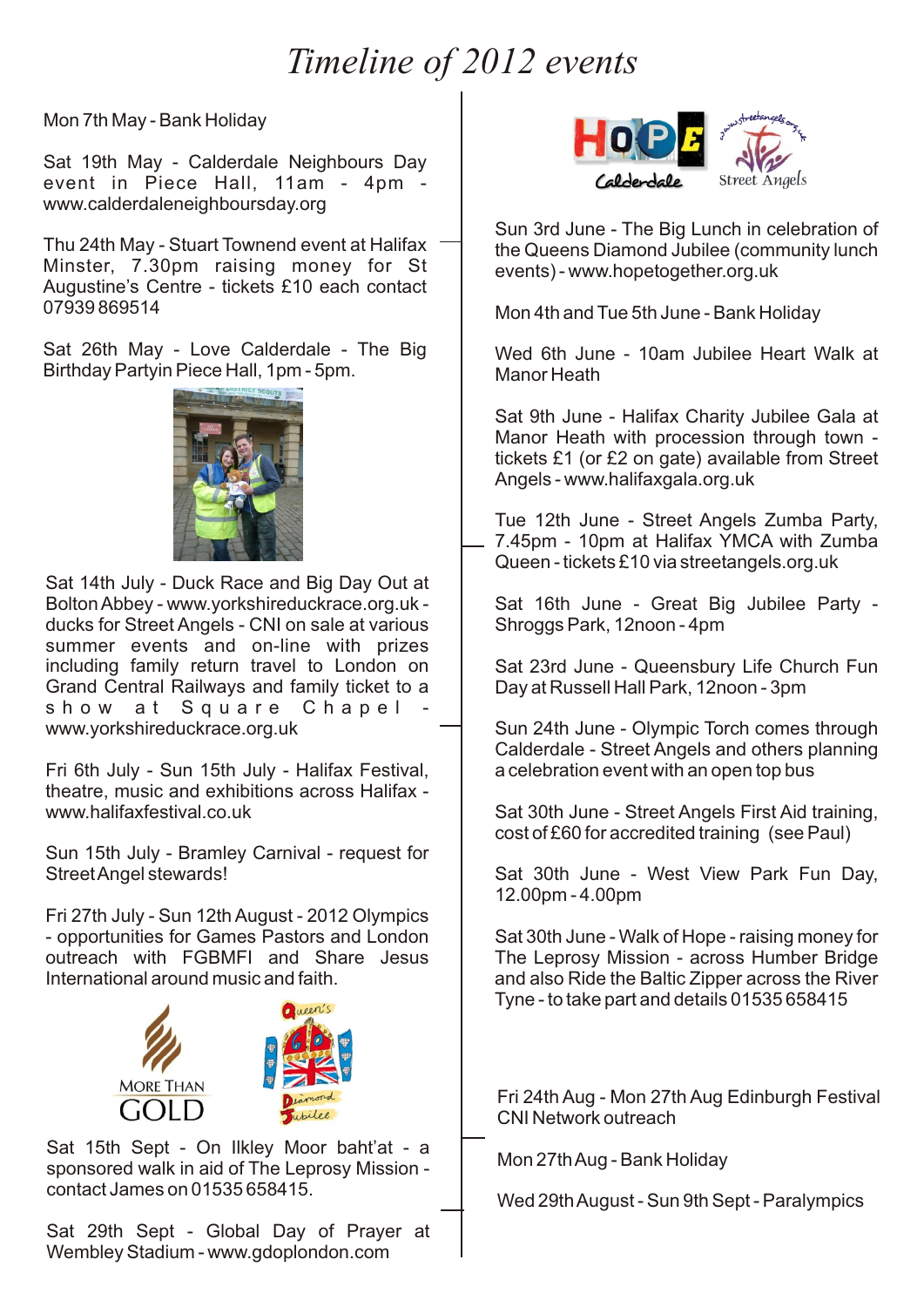# *Timeline of 2012 events*

Mon 7th May - Bank Holiday

Sat 19th May - Calderdale Neighbours Day event in Piece Hall, 11am - 4pm - www.calderdaleneighboursday.org

Thu 24th May - Stuart Townend event at Halifax Minster, 7.30pm raising money for St Augustine's Centre - tickets £10 each contact 07939 869514

Sat 26th May - Love Calderdale - The Big Birthday Partyin Piece Hall, 1pm - 5pm.

Sat 14th July - Duck Race and Big Day Out at Bolton Abbey - www.yorkshireduckrace.org.uk - ducks for Street Angels - CNI on sale at various summer events and on-line with prizes including family return travel to London on Grand Central Railways and family ticket to a show at Square Chapel - www.yorkshireduckrace.org.uk

Fri 6th July - Sun 15th July - Halifax Festival, theatre, music and exhibitions across Halifax - www.halifaxfestival.co.uk

Sun 15th July - Bramley Carnival - request for Street Angel stewards!

Fri 27th July - Sun 12th August - 2012 Olympics - opportunities for Games Pastors and London outreach with FGBMFI and Share Jesus International around music and faith.

Sat 15th Sept - On Ilkley Moor baht'at - a sponsored walk in aid of The Leprosy Mission - contact James on 01535 658415.

Sat 29th Sept - Global Day of Prayer at Wembley Stadium - www.gdoplondon.com

Sun 3rd June - The Big Lunch in celebration of the Queens Diamond Jubilee (community lunch events) - www.hopetogether.org.uk

Mon 4th and Tue 5th June - Bank Holiday

Wed 6th June - 10am Jubilee Heart Walk at Manor Heath

Sat 9th June - Halifax Charity Jubilee Gala at Manor Heath with procession through town - tickets £1 (or £2 on gate) available from Street Angels - www.halifaxgala.org.uk

Tue 12th June - Street Angels Zumba Party, 7.45pm - 10pm at Halifax YMCA with Zumba Queen - tickets £10 via streetangels.org.uk

Sat 16th June - Great Big Jubilee Party - Shroggs Park, 12noon - 4pm

Sat 23rd June - Queensbury Life Church Fun Day at Russell Hall Park, 12noon - 3pm

Sun 24th June - Olympic Torch comes through Calderdale - Street Angels and others planning a celebration event with an open top bus

Sat 30th June - Street Angels First Aid training, cost of £60 for accredited training (see Paul)

Sat 30th June - West View Park Fun Day, 12.00pm - 4.00pm

Sat 30th June - Walk of Hope - raising money for The Leprosy Mission - across Humber Bridge and also Ride the Baltic Zipper across the River Tyne - to take part and details 01535 658415

Fri 24th Aug - Mon 27th Aug Edinburgh Festival CNI Network outreach

Mon 27th Aug - Bank Holiday

Wed 29th August - Sun 9th Sept - Paralympics